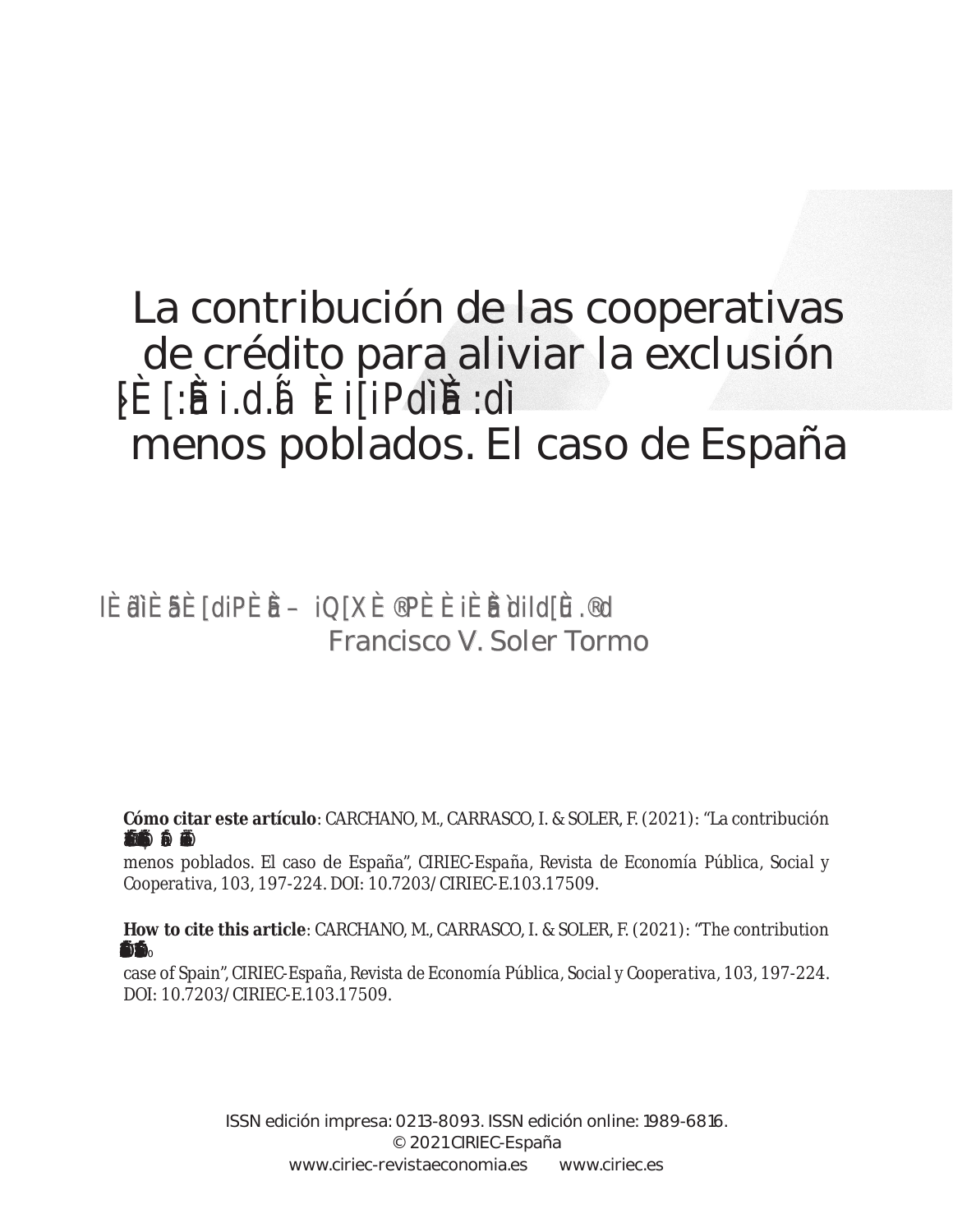# La contribución de las cooperativas de crédito para aliviar la exclusión

# menos poblados. El caso de España

Francisco V. Soler Tormo

**Cómo citar este artículo**: CARCHANO, M., CARRASCO, I. & SOLER, F. (2021): "La contribución

menos poblados. El caso de España", *CIRIEC-España, Revista de Economía Pública, Social y Cooperativa*, 103, 197-224. DOI: 10.7203/CIRIEC-E.103.17509.

**How to cite this article**: CARCHANO, M., CARRASCO, I. & SOLER, F. (2021): "The contribution

case of Spain", *CIRIEC-España, Revista de Economía Pública, Social y Cooperativa*, 103, 197-224. DOI: 10.7203/CIRIEC-E.103.17509.

ISSN edición impresa: 0213-8093. ISSN edición online: 1989-6816.
© 2021 CIRIEC-España
www.ciriec-revistaeconomia.es www.ciriec.es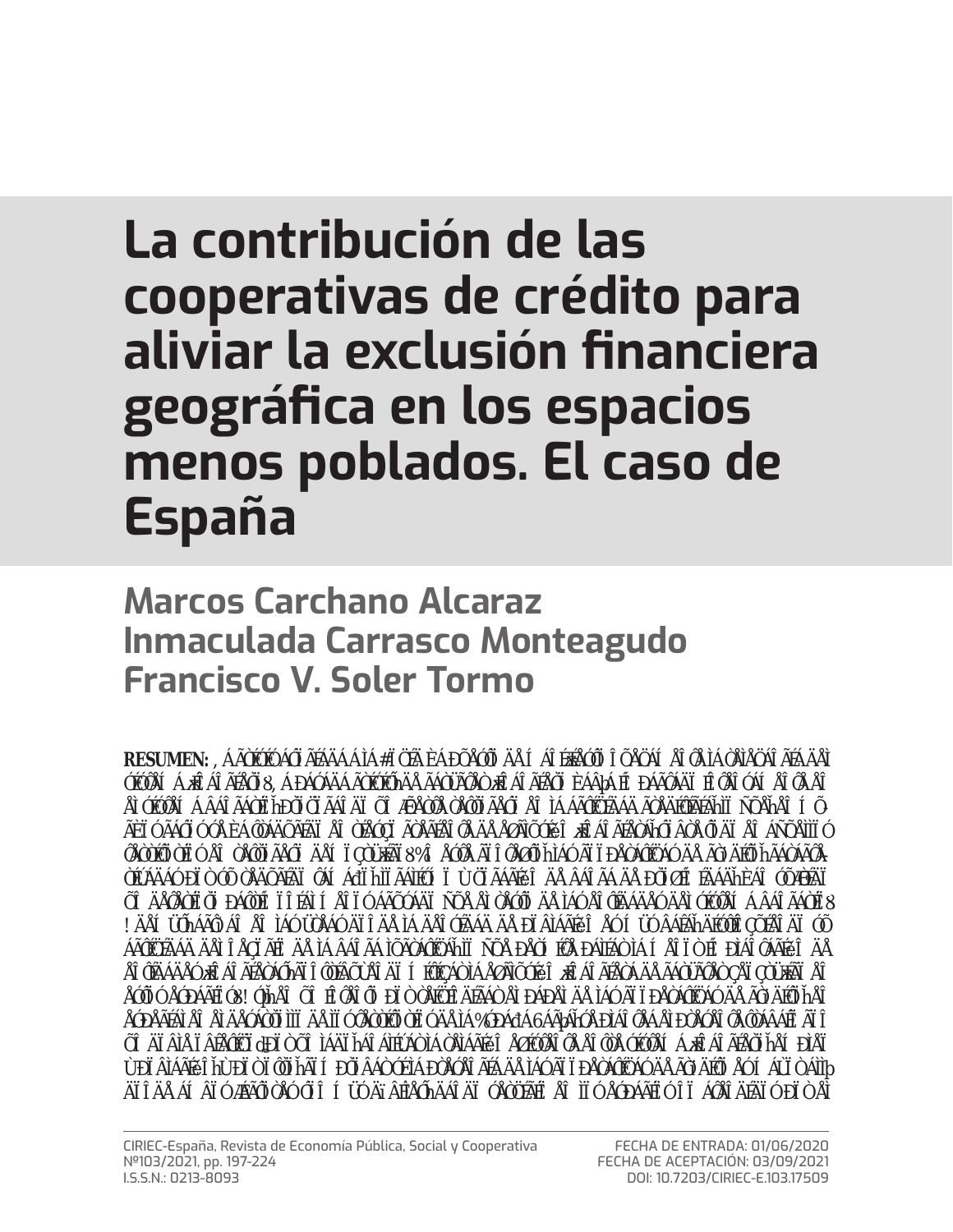# La contribución de las cooperativas de crédito para aliviar la exclusión financiera geográfica en los espacios menos poblados. El caso de España

## Marcos Carchano Alcaraz
## Inmaculada Carrasco Monteagudo
## Francisco V. Soler Tormo

**RESUMEN:**

FECHA DE ENTRADA: 01/06/2020
FECHA DE ACEPTACIÓN: 03/09/2021
DOI: 10.7203/CIRIEC-E.103.17509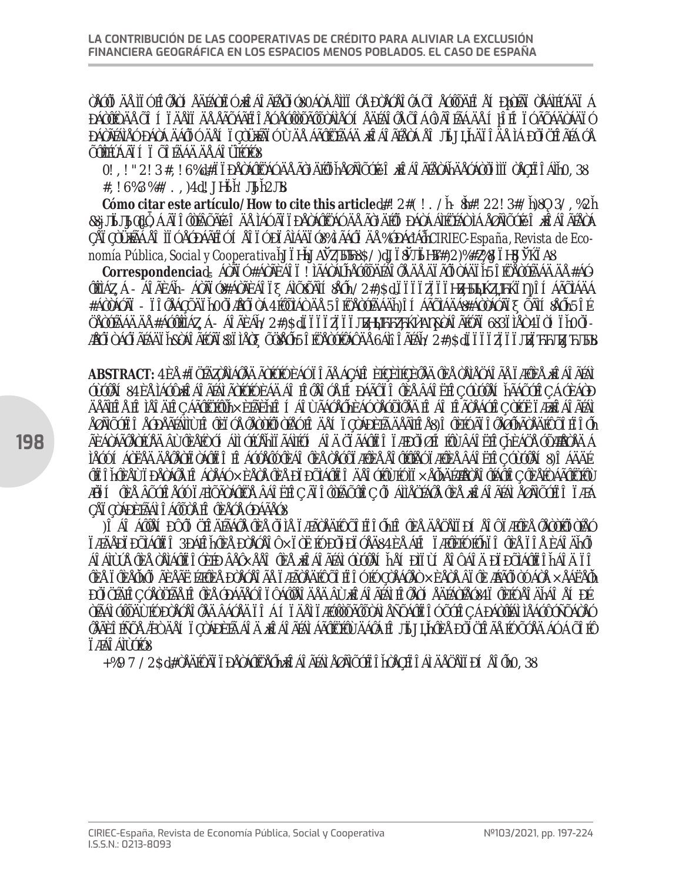**Cómo citar este artículo/How to cite this article**

*CIRIEC-España, Revista de Economía Pública, Social y Cooperativa*

**Correspondencia**

**ABSTRACT:**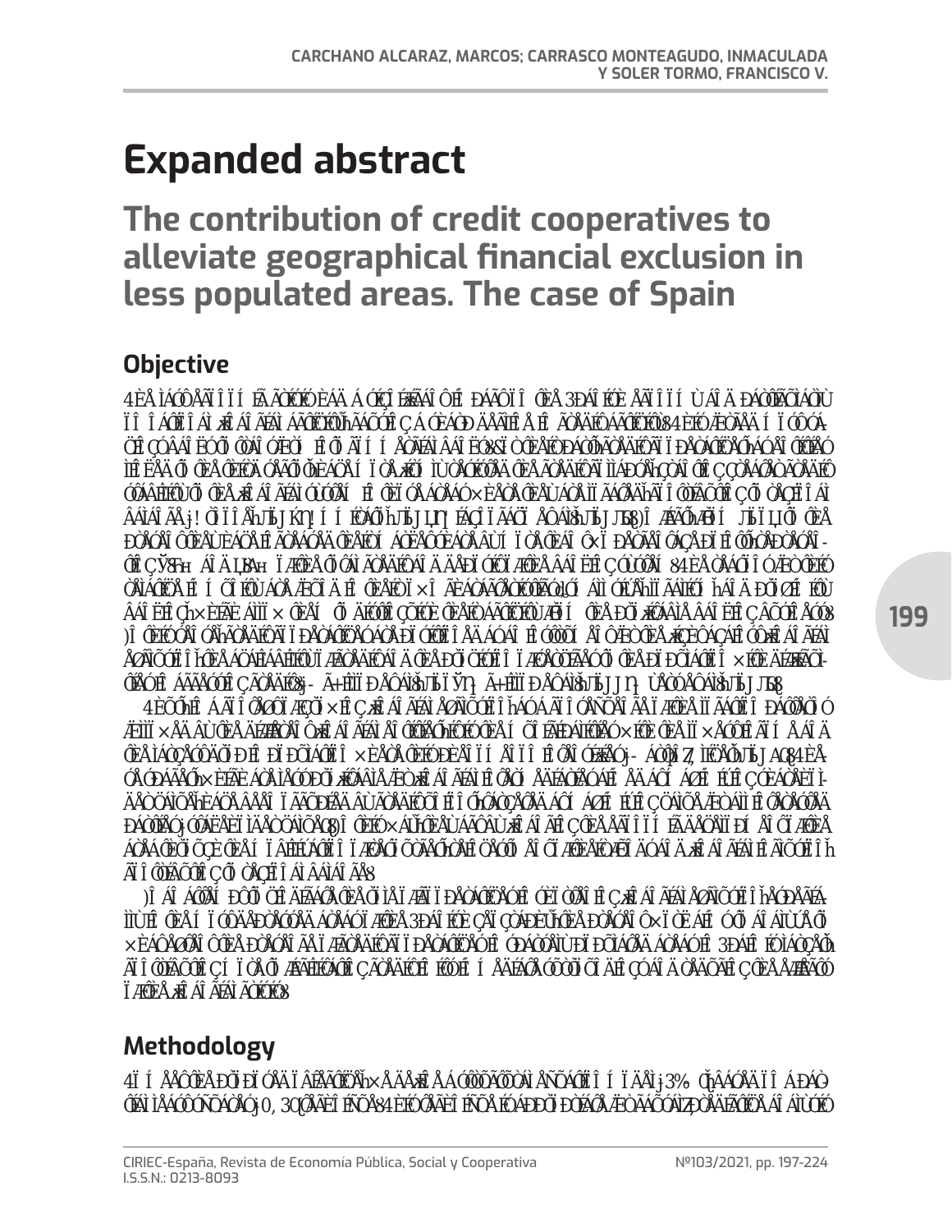# Expanded abstract

## The contribution of credit cooperatives to alleviate geographical financial exclusion in less populated areas. The case of Spain

### Objective

### Methodology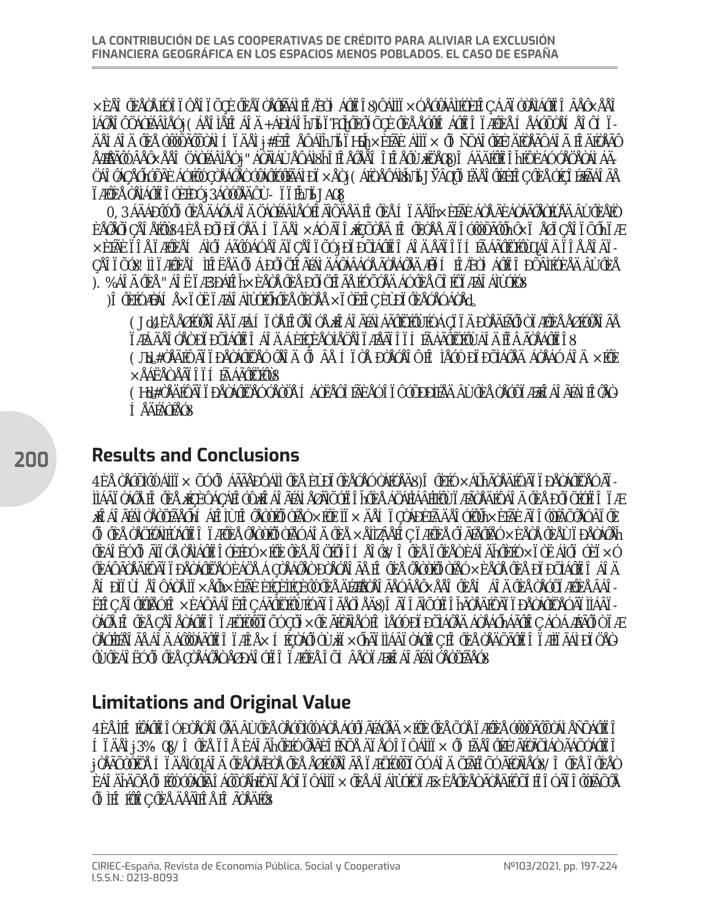## Results and Conclusions

## Limitations and Original Value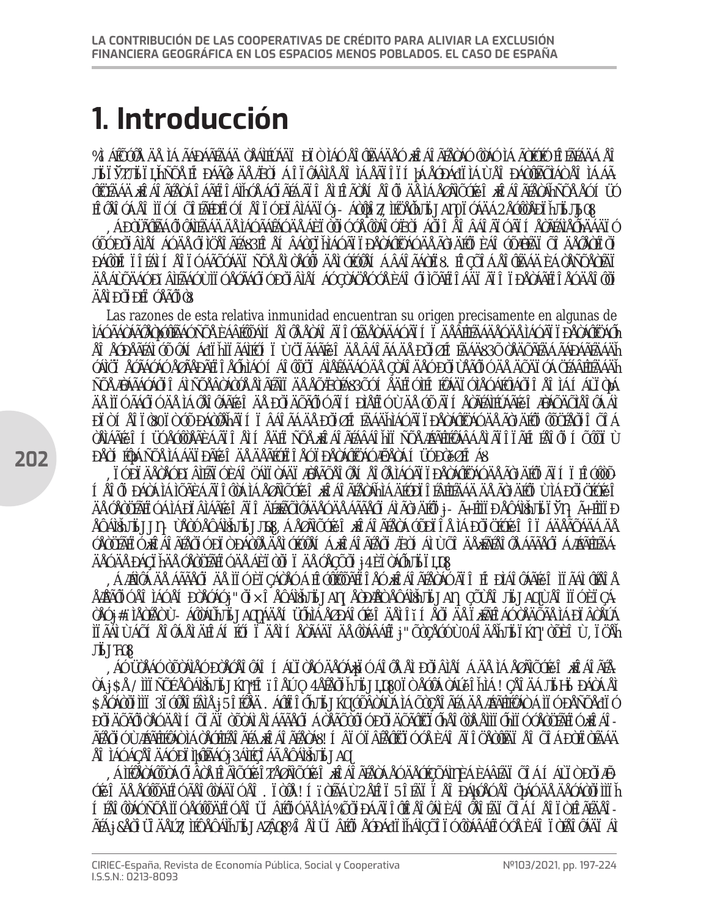# 1. Introducción

Las razones de esta relativa inmunidad encuentran su origen precisamente en algunas de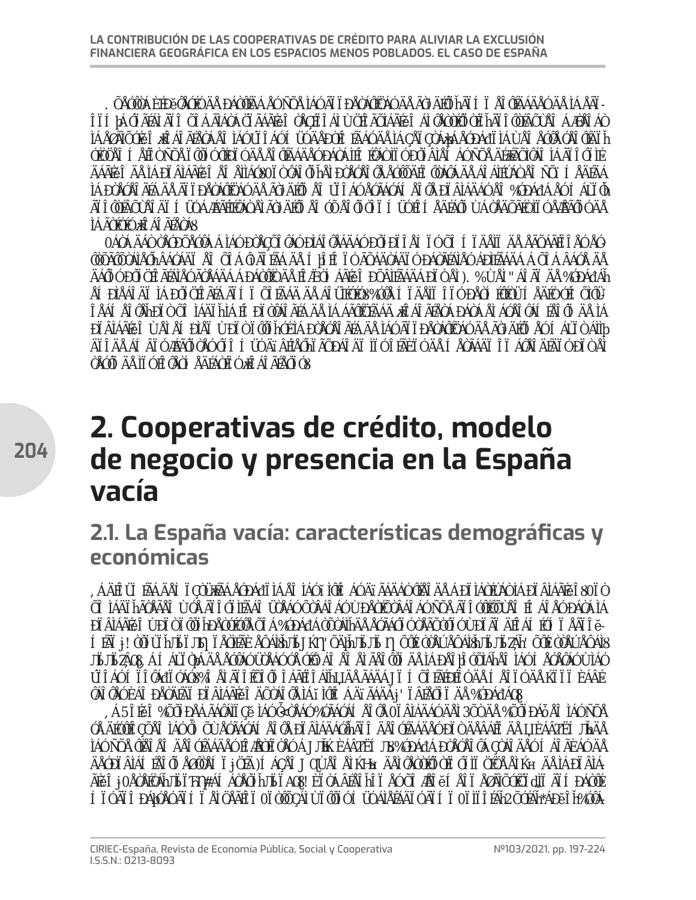## 2. Cooperativas de crédito, modelo de negocio y presencia en la España vacía

### 2.1. La España vacía: características demográficas y económicas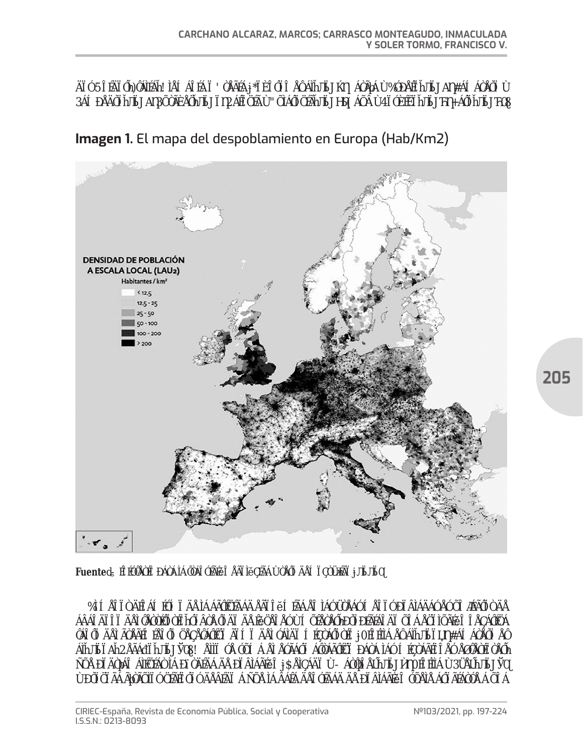**Imagen 1.** El mapa del despoblamiento en Europa (Hab/Km2)

**Fuente:**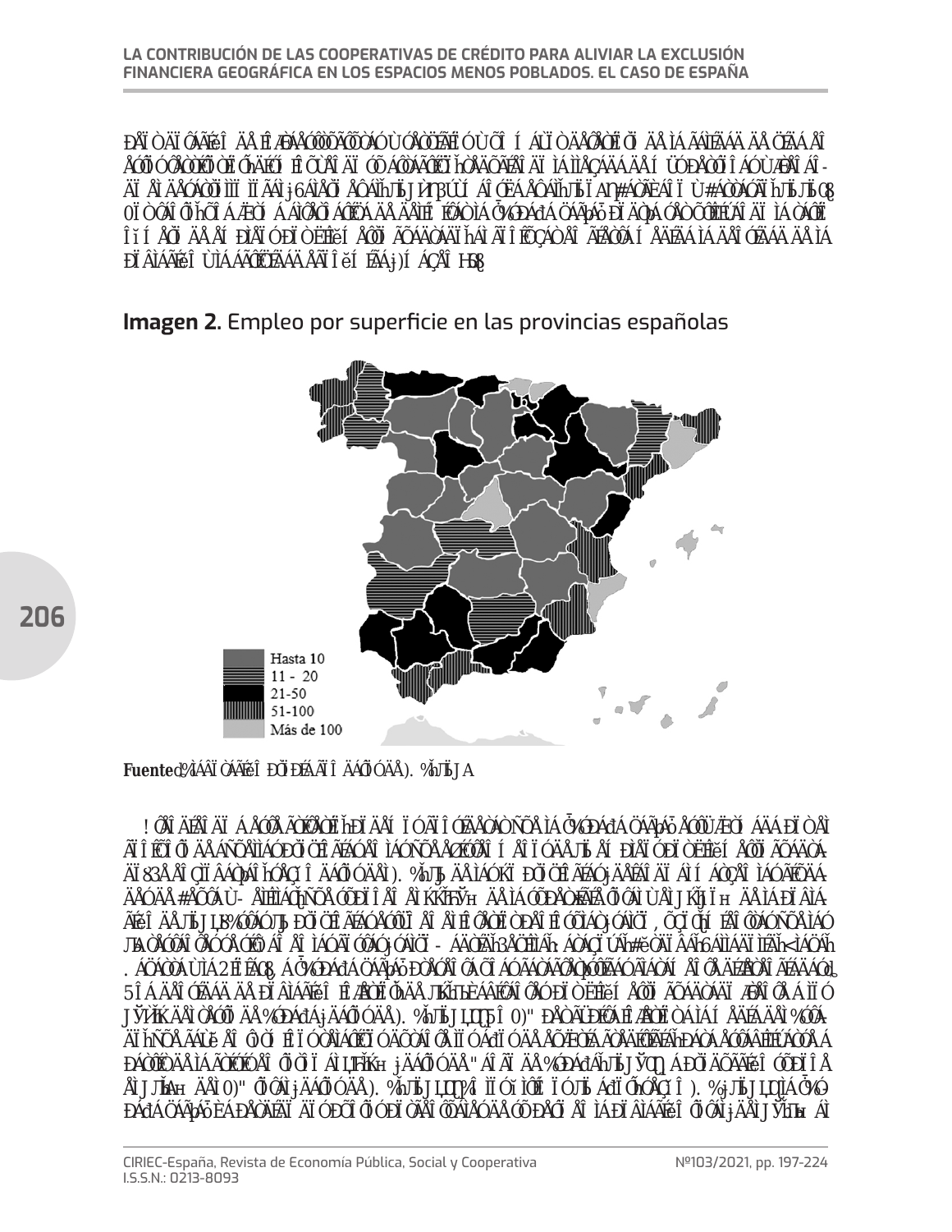**Imagen 2.** Empleo por superficie en las provincias españolas

Hasta 10
11 - 20
21-50
51-100
Más de 100

**Fuente:**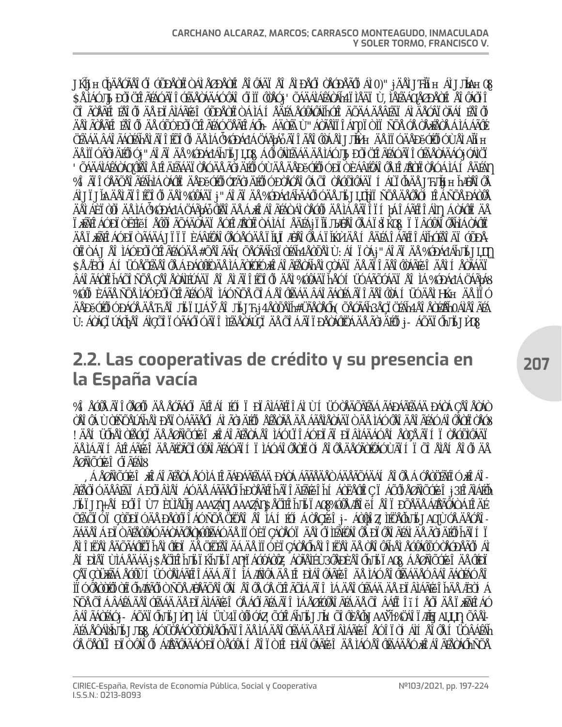## 2.2. Las cooperativas de crédito y su presencia en la España vacía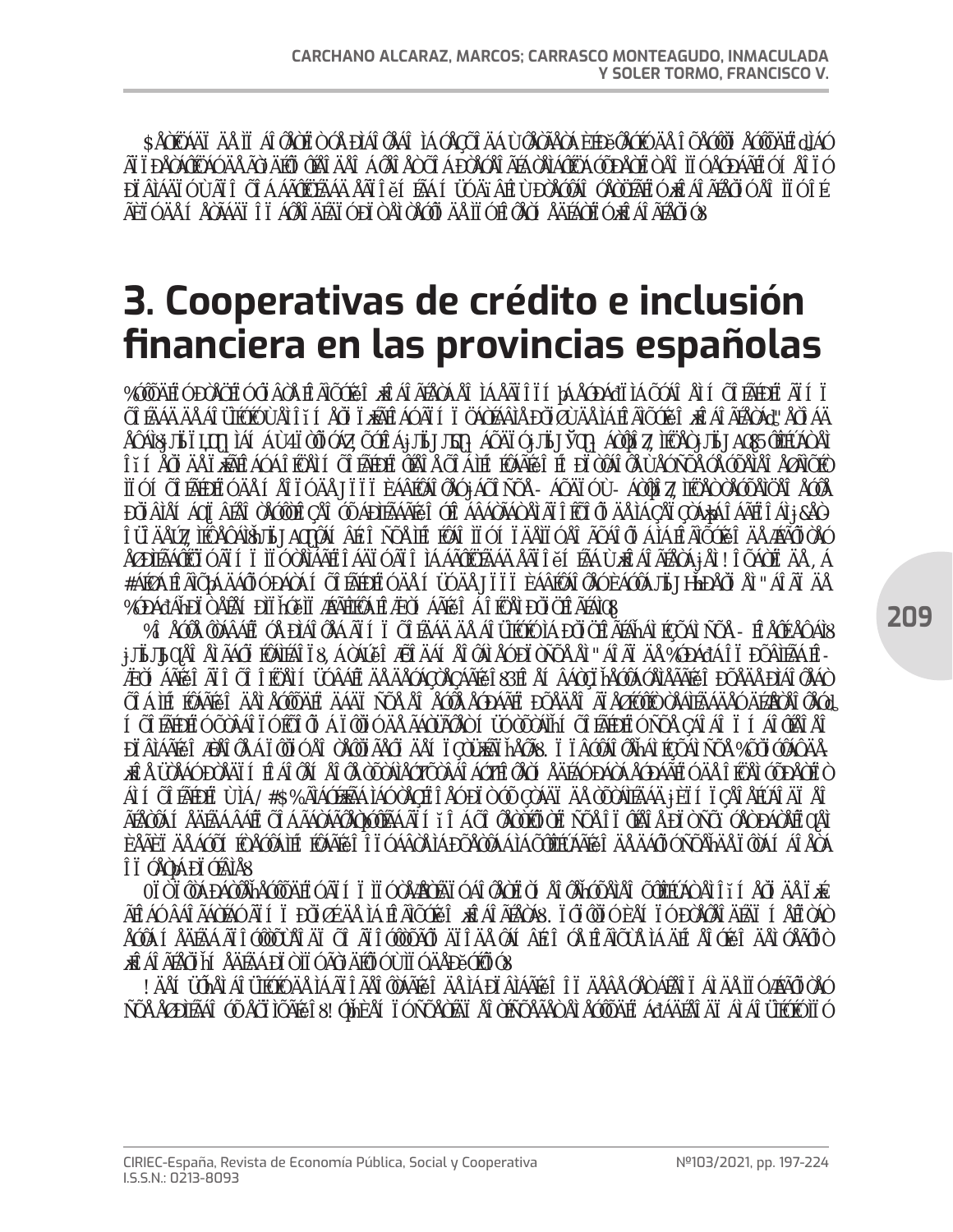## 3. Cooperativas de crédito e inclusión financiera en las provincias españolas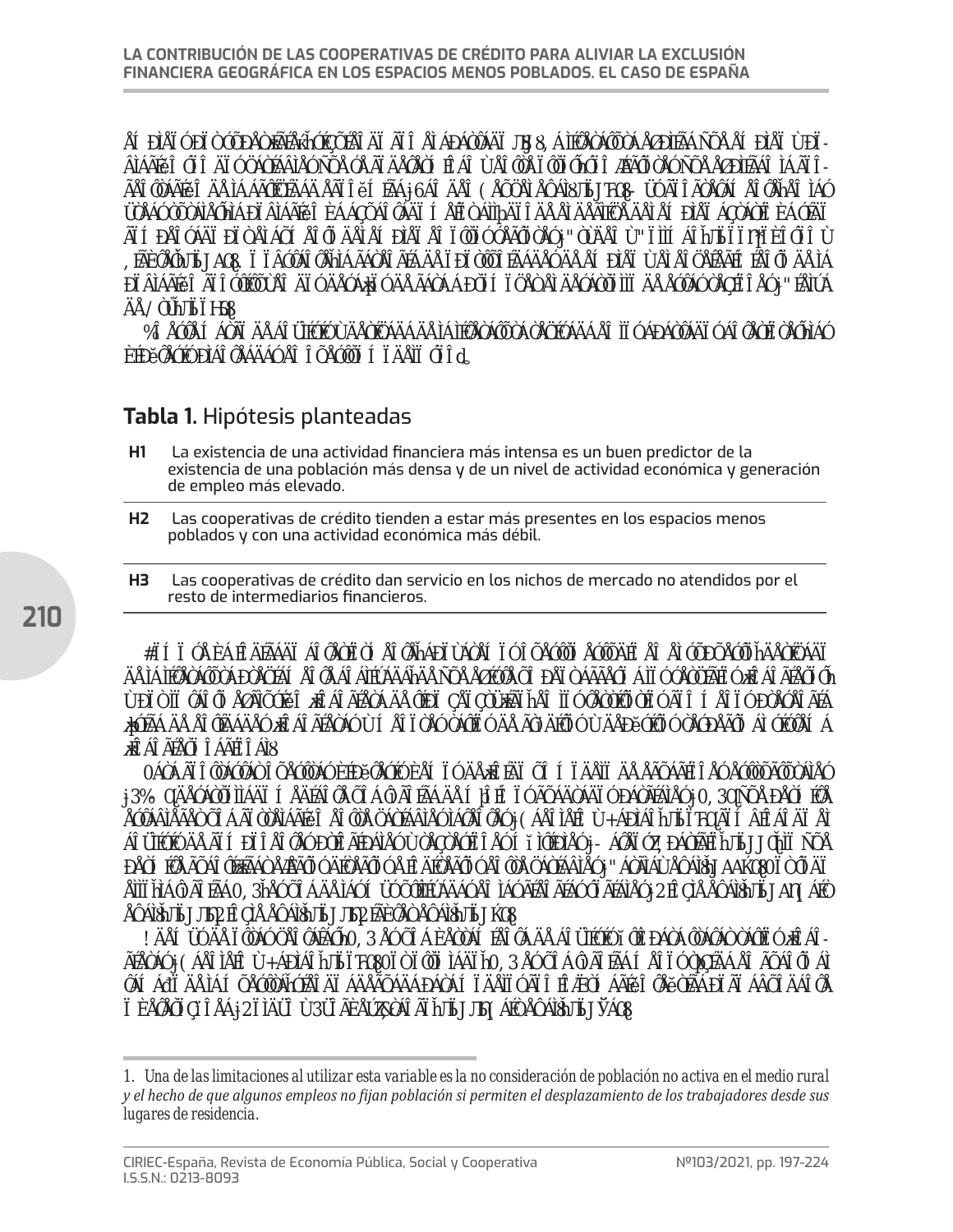**Tabla 1.** Hipótesis planteadas

| | |
|---|---|
| H1 | La existencia de una actividad financiera más intensa es un buen predictor de la existencia de una población más densa y de un nivel de actividad económica y generación de empleo más elevado. |
| H2 | Las cooperativas de crédito tienden a estar más presentes en los espacios menos poblados y con una actividad económica más débil. |
| H3 | Las cooperativas de crédito dan servicio en los nichos de mercado no atendidos por el resto de intermediarios financieros. |

1. *Una de las limitaciones al utilizar esta variable es la no consideración de población no activa en el medio rural y el hecho de que algunos empleos no fijan población si permiten el desplazamiento de los trabajadores desde sus lugares de residencia.*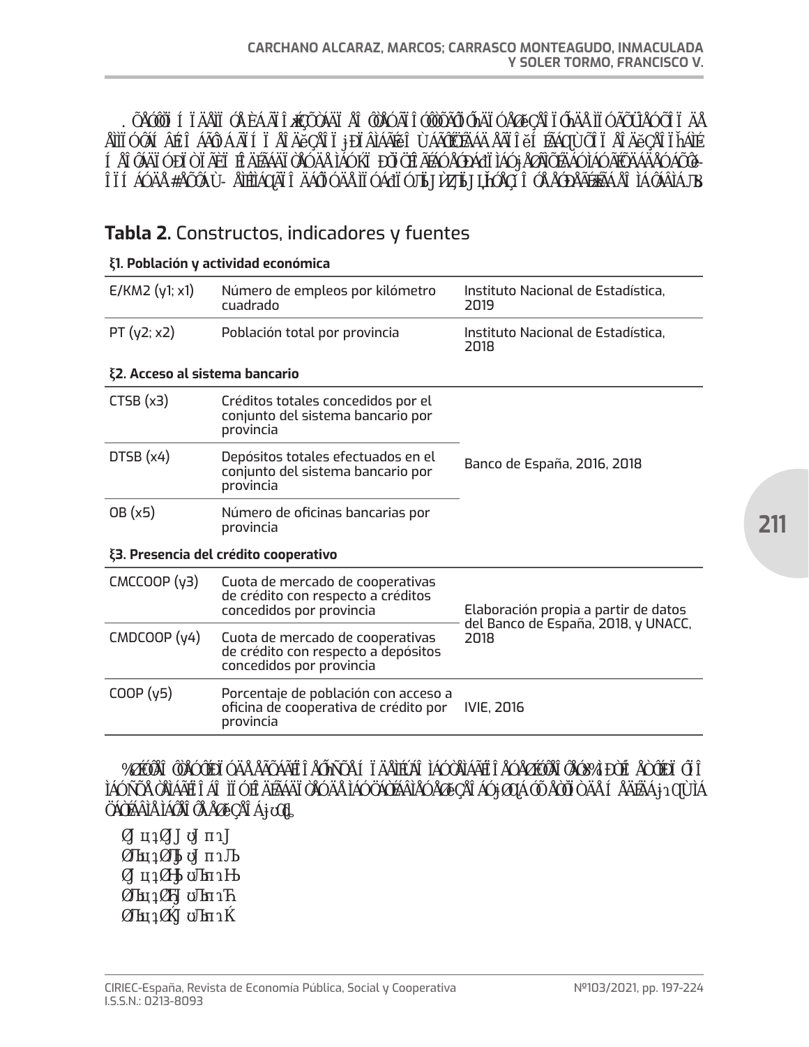## **Tabla 2.** Constructos, indicadores y fuentes

| | | |
|---|---|---|
| **ξ1. Población y actividad económica** | | |
| E/KM2 (y1; x1) | Número de empleos por kilómetro cuadrado | Instituto Nacional de Estadística, 2019 |
| PT (y2; x2) | Población total por provincia | Instituto Nacional de Estadística, 2018 |
| **ξ2. Acceso al sistema bancario** | | |
| CTSB (x3) | Créditos totales concedidos por el conjunto del sistema bancario por provincia | Banco de España, 2016, 2018 |
| DTSB (x4) | Depósitos totales efectuados en el conjunto del sistema bancario por provincia | Banco de España, 2016, 2018 |
| OB (x5) | Número de oficinas bancarias por provincia | Banco de España, 2016, 2018 |
| **ξ3. Presencia del crédito cooperativo** | | |
| CMCCOOP (y3) | Cuota de mercado de cooperativas de crédito con respecto a créditos concedidos por provincia | Elaboración propia a partir de datos del Banco de España, 2018, y UNACC, 2018 |
| CMDCOOP (y4) | Cuota de mercado de cooperativas de crédito con respecto a depósitos concedidos por provincia | Elaboración propia a partir de datos del Banco de España, 2018, y UNACC, 2018 |
| COOP (y5) | Porcentaje de población con acceso a oficina de cooperativa de crédito por provincia | IVIE, 2016 |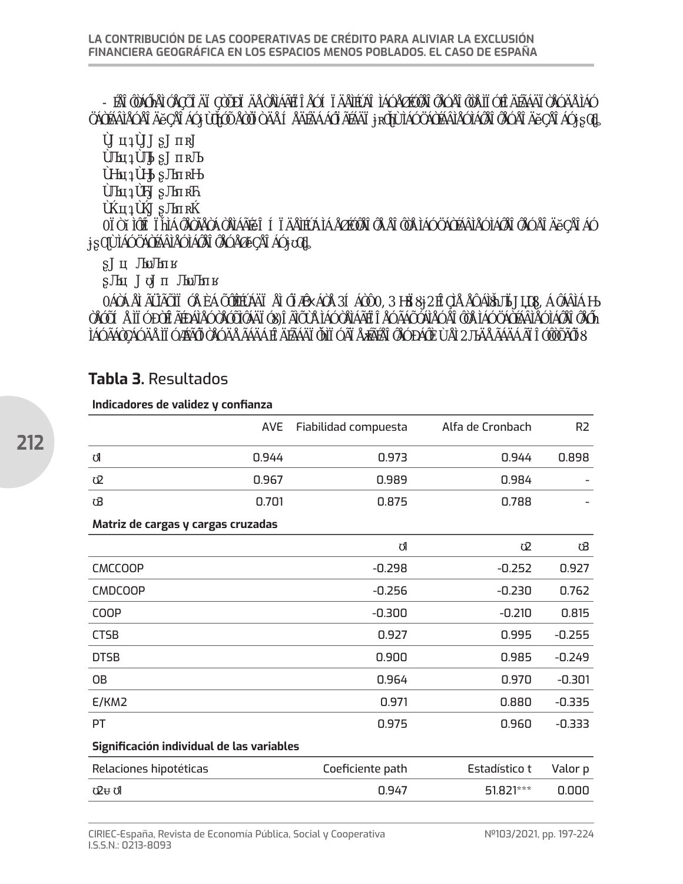**Tabla 3.** Resultados

**Indicadores de validez y confianza**

| | AVE | Fiabilidad compuesta | Alfa de Cronbach | R2 |
|---|---|---|---|---|
| η1 | 0.944 | 0.973 | 0.944 | 0.898 |
| η2 | 0.967 | 0.989 | 0.984 | - |
| η3 | 0.701 | 0.875 | 0.788 | - |

**Matriz de cargas y cargas cruzadas**

| | η1 | η2 | η3 |
|---|---|---|---|
| CMCCOOP | -0.298 | -0.252 | 0.927 |
| CMDCOOP | -0.256 | -0.230 | 0.762 |
| COOP | -0.300 | -0.210 | 0.815 |
| CTSB | 0.927 | 0.995 | -0.255 |
| DTSB | 0.900 | 0.985 | -0.249 |
| OB | 0.964 | 0.970 | -0.301 |
| E/KM2 | 0.971 | 0.880 | -0.335 |
| PT | 0.975 | 0.960 | -0.333 |

**Significación individual de las variables**

| Relaciones hipotéticas | Coeficiente path | Estadístico t | Valor p |
|---|---|---|---|
| η2 → η1 | 0.947 | 51.821*** | 0.000 |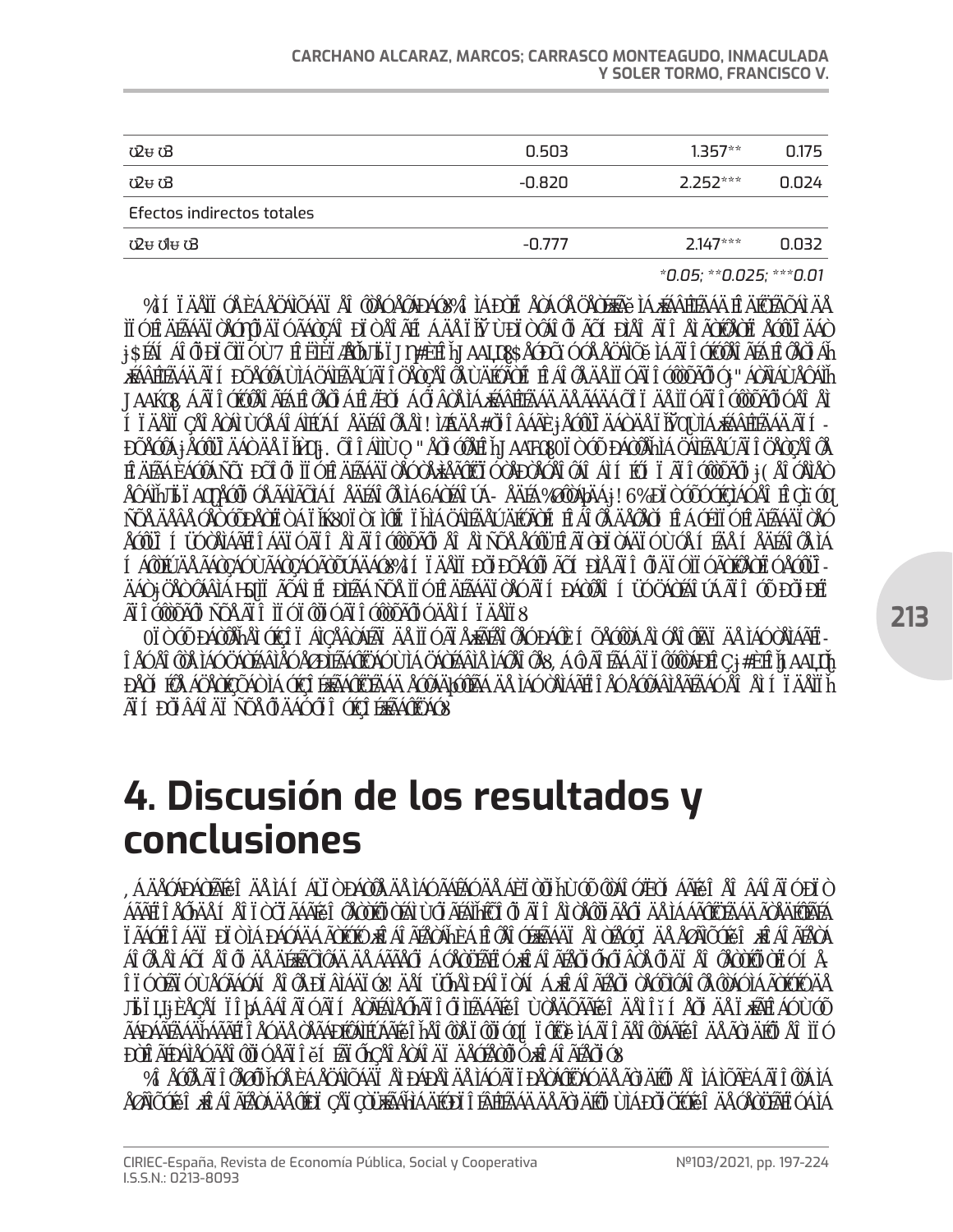| | | | |
|---|---|---|---|
| | 0.503 | 1.357** | 0.175 |
| | -0.820 | 2.252*** | 0.024 |
| Efectos indirectos totales | | | |
| | -0.777 | 2.147*** | 0.032 |

*0.05; **0.025; ***0.01

# 4. Discusión de los resultados y conclusiones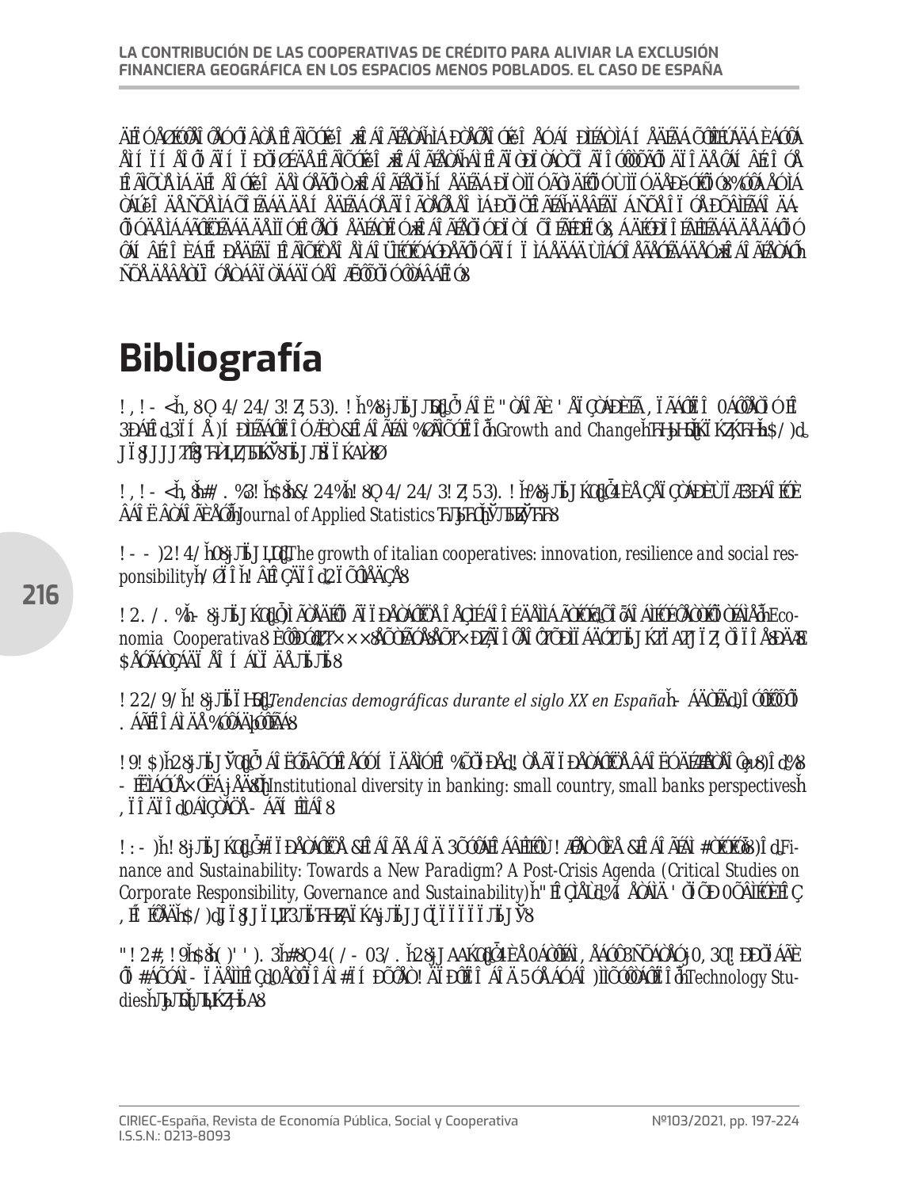## Bibliografía

*Growth and Change*

*Journal of Applied Statistics*

*The growth of italian cooperatives: innovation, resilience and social responsibility*

*Economia Cooperativa*

*Tendencias demográficas durante el siglo XX en España*

*Institutional diversity in banking: small country, small banks perspectives*

*Finance and Sustainability: Towards a New Paradigm? A Post-Crisis Agenda (Critical Studies on Corporate Responsibility, Governance and Sustainability)*

*Technology Studies*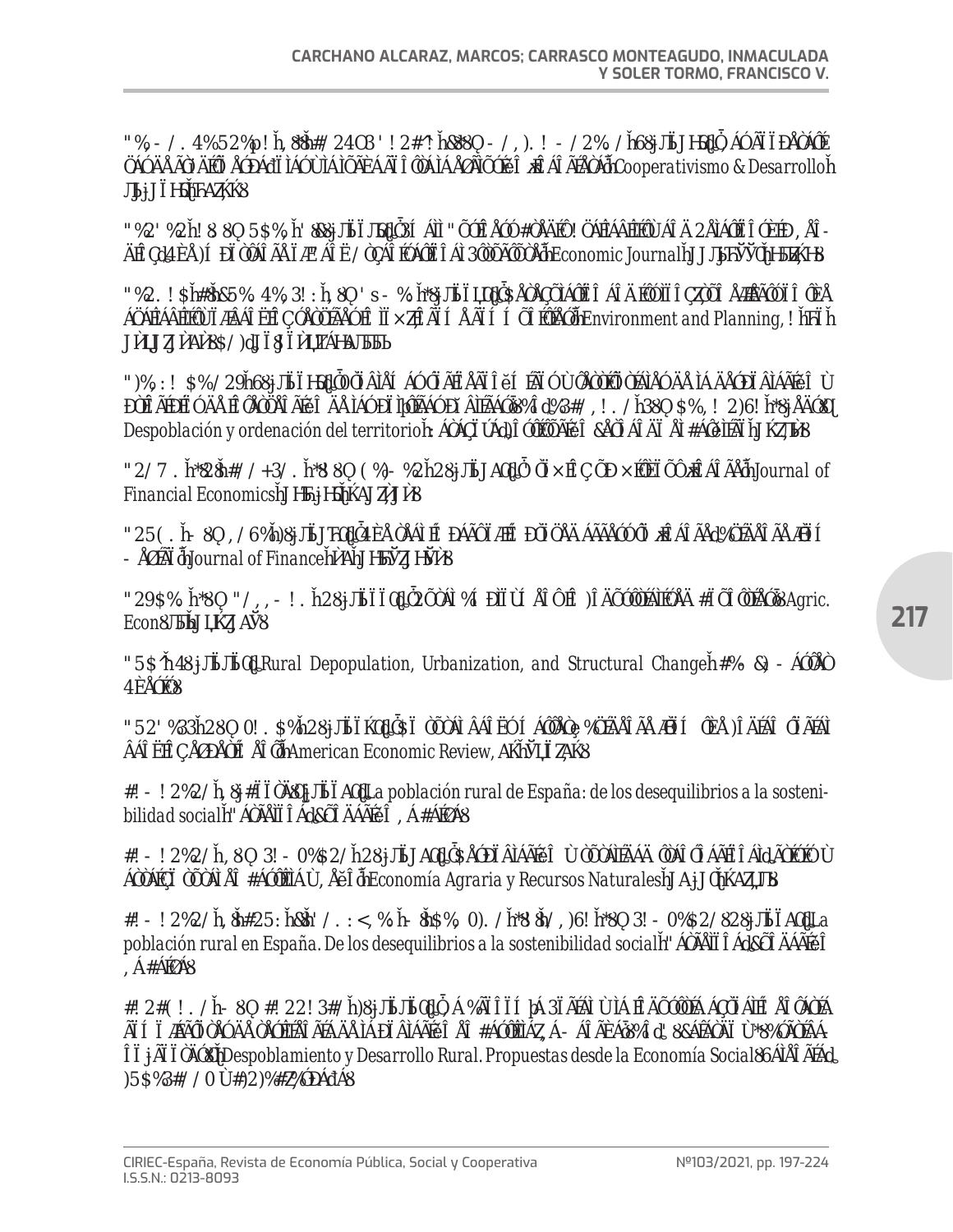BELMONTE UREÑA, L.J.; CORTÉS GARCÍA, F.J.; MOLINA MORENO, V. (2015): *Cooperativismo & Desarrollo*.

BERGER, A.N. & UDELL, G.F. (2002): "Small Business Credit Availability and Relationship Lending: The Importance of Bank Organisational Structure", *Economic Journal*, 112(477), F32-F53.

*Environment and Planning*, A.

BIELZA DE ORY, V.: *Despoblación y ordenación del territorio*, Zaragoza, Institución Fernando el Católico.

BROWN, J.R.; COOKSON, J.A.; HEIMER, R.Z. (2019): "Growing up without finance", *Journal of Financial Economics*, 134(3), 591-616.

BRUHN, M. & LOVE, I. (2014): "The Real Impact of Improved Access to Finance: Evidence from Mexico", *Journal of Finance*, 69(3), 1347-1376.

BRYDEN, J. & BOLLMAN, R. (2000): "Rural employment in industrialised countries", *Agric. Econ.*, 22, 185-197.

BUDÍ, T.: *Rural Depopulation, Urbanization, and Structural Change*, CEMFI Master Thesis.

BURGESS, R. & PANDE, R. (2005): "Do Rural Banks Matter? Evidence from the Indian Social Banking Experiment", *American Economic Review*, 95(3), 780-795.

CAMARERO, L. (Coord.) (2009): *La población rural de España: de los desequilibrios a la sostenibilidad social*, Barcelona, Fundación La Caixa.

CAMARERO, L. & SAMPEDRO, R.: *Economía Agraria y Recursos Naturales*.

CAMARERO, L.; CRUZ, F.; GONZÁLEZ, M.; DEL PINO, J.A.; OLIVA, J.; SAMPEDRO, R. (2009): *La población rural en España. De los desequilibrios a la sostenibilidad social*, Barcelona, Fundación La Caixa.

CARCHANO, M. & CARRASCO, I.: *Despoblamiento y Desarrollo Rural. Propuestas desde la Economía Social*, Valencia, CIRIEC-España.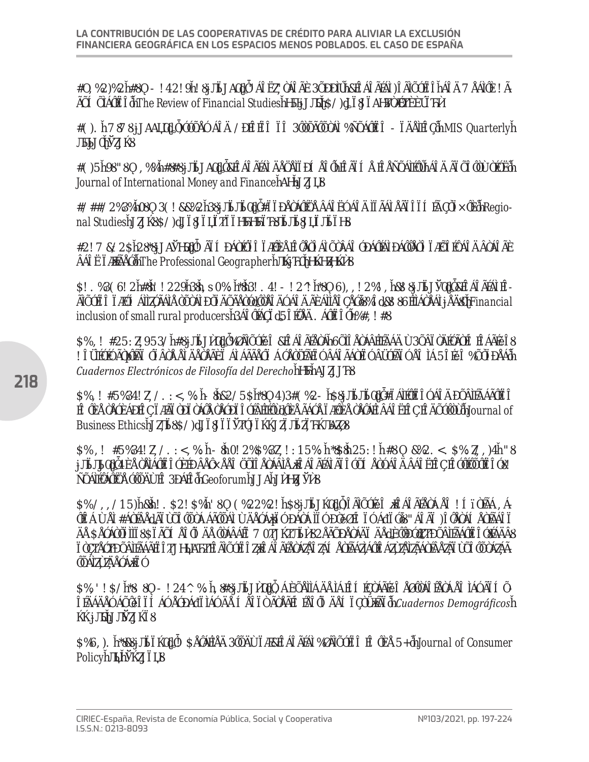CÉLÉRIER, C. & MATRAY, A. (2019): "Bank-branch supply, financial inclusion, and wealth accumulation", *The Review of Financial Studies*, 32(12), 4767-4809.

CHIN, W. W. (1998): "Issues and Opinion on Structural Equation Modeling", *MIS Quarterly*, 22(1), vii-xvi.

CHIU, Y.-B. & LEE, C.-C. (2019): "Financial development, income inequality, and country risk", *Journal of International Money and Finance*, 93, 1-18.

COCCORESE, P. & SHAFFER, S. (2021): "Cooperative banks and local economic growth", *Regional Studies*, 55(2), 307-321.

CRAWFORD, R. J. (1998): "A comparison of …", *The Professional Geographer*.

DANESHVAR, C., GARRY, S., LÓPEZ, J., SANTAMARÍA, J. & VILLARREAL, F. G. (2017): "Financial inclusion of small rural producers", Santiago, Naciones Unidas-CEPAL.

DE LA CRUZ, C. (2019): "Exclusión financiera, vulnerabilidad y sostenibilidad. Análisis desde el derecho en la Unión Europea", *Cuadernos Electrónicos de Filosofía del Derecho*, 39.

*Journal of Business Ethics*.

*Geoforum*.

*Cuadernos Demográficos*.

*Journal of Consumer Policy*.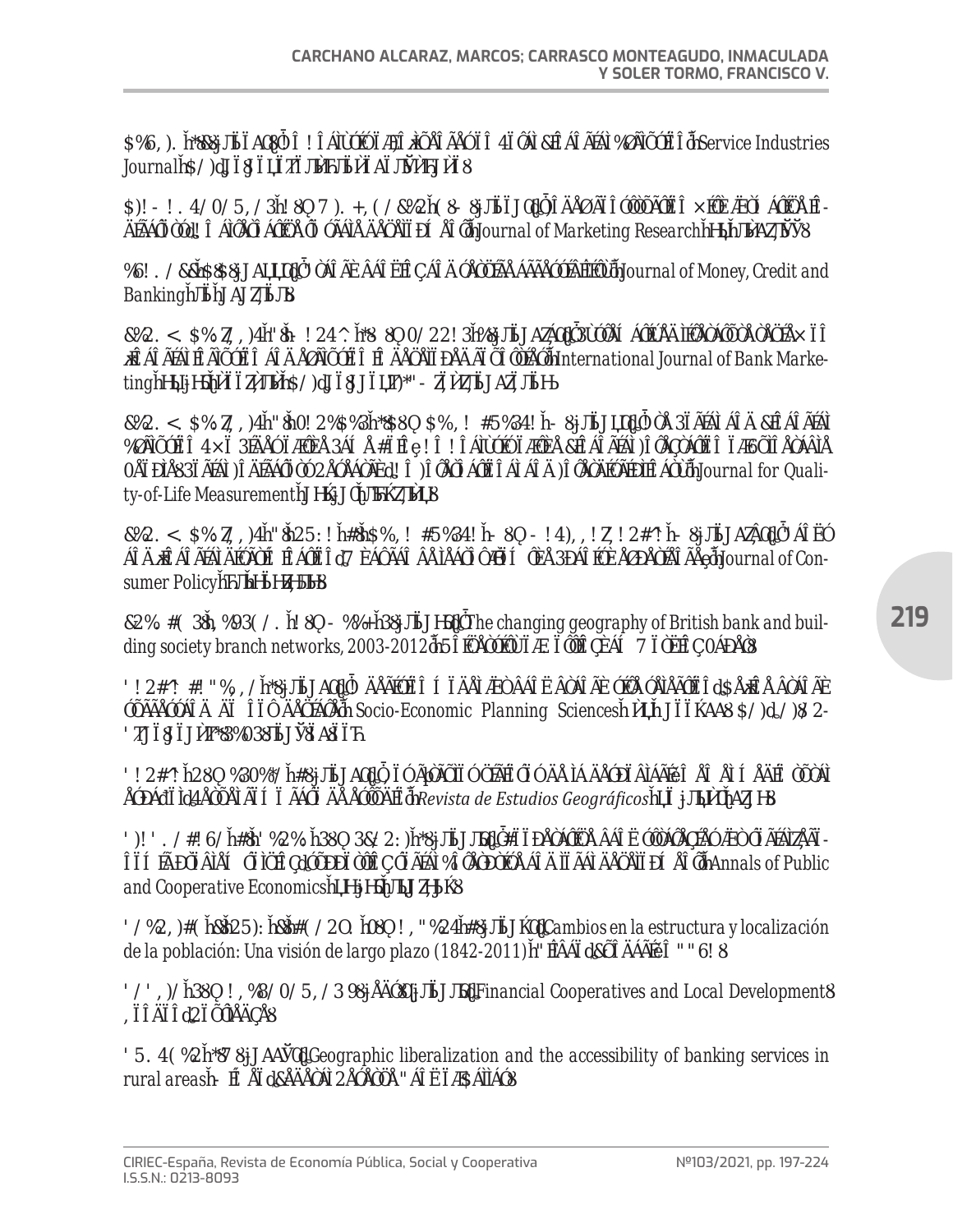DEVLIN, J.F. (2009): "An analysis of influences on total financial exclusion", *The Service Industries Journal*, 29(8), 1021-1036.

DIAMANTOPOULOS, A. & WINKLHOFER, H.M. (2001): "Index construction with formative indicators: An alternative to scale development", *Journal of Marketing Research*, 38(2), 269-277.

EVANOFF, D.D. (1988): "Branch banking and service accessibility", *Journal of Money, Credit and Banking*, 20(2), 191-202.

FERNÁNDEZ-OLIT, B., MARTÍN, J.M. & PORRAS, E. (2020): "Systematized literature review on financial inclusion and exclusion in developed countries", *International Journal of Bank Marketing*, 38(3), 600-626. DOI: 10.1108/IJBM-06-2019-0203.

FERNÁNDEZ-OLIT, B., PAREDES-GÁZQUEZ, J.D. & DE LA CUESTA-GONZÁLEZ, M. (2018): "Are Social and Financial Exclusion Two Sides of the Same Coin? An Analysis of the Financial Integration of Vulnerable People", *Social Indicators Research. An International and Interdisciplinary Journal for Quality-of-Life Measurement*, 135(1), 245-268.

FERNÁNDEZ-OLIT, B., RUZA, C., DE LA CUESTA, M. & MATILLA-GARCÍA, M. (2019): "Banks and financial discrimination: What can be learnt from the Spanish mortgage market?", *Journal of Consumer Policy*, 42(2), 303-323.

FRENCH, S., LEYSHON, A. & MEEK, S. (2013): *The changing geography of British bank and building society branch networks, 2003-2012*. University of Nottingham. Working Paper.

GARCÍA-CABELLO, J. (2019): "A decision model for bank branch site selection: Defining branch success and do not success criteria", *Socio-Economic Planning Sciences*, 68, 100599.

GARCÍA, R. & ESPEJO, C. (2019): "[...]", *Revista de Estudios Geográficos*.

GIAGNOCAVO, C., GEREZ, S. & SFORZI, J. (2012): "Cooperative bank strategies for social-economic problem solving: Supporting social enterprise and local development", *Annals of Public and Cooperative Economics*, 83(3), 281-315.

GOERLICH, F.J., RUIZ, F., CHORÉN, P. & ALBERT, C. (2015): *Cambios en la estructura y localización de la población: Una visión de largo plazo (1842-2011)*. Bilbao: Fundación BBVA.

GOGLIO, S. & ALEXOPOULOS, Y. (eds.) (2013): *Financial Cooperatives and Local Development*. London: Routledge.

GUNTHER, J.W. (2000): *Geographic liberalization and the accessibility of banking services in rural areas*. Dallas: Federal Reserve Bank of Dallas.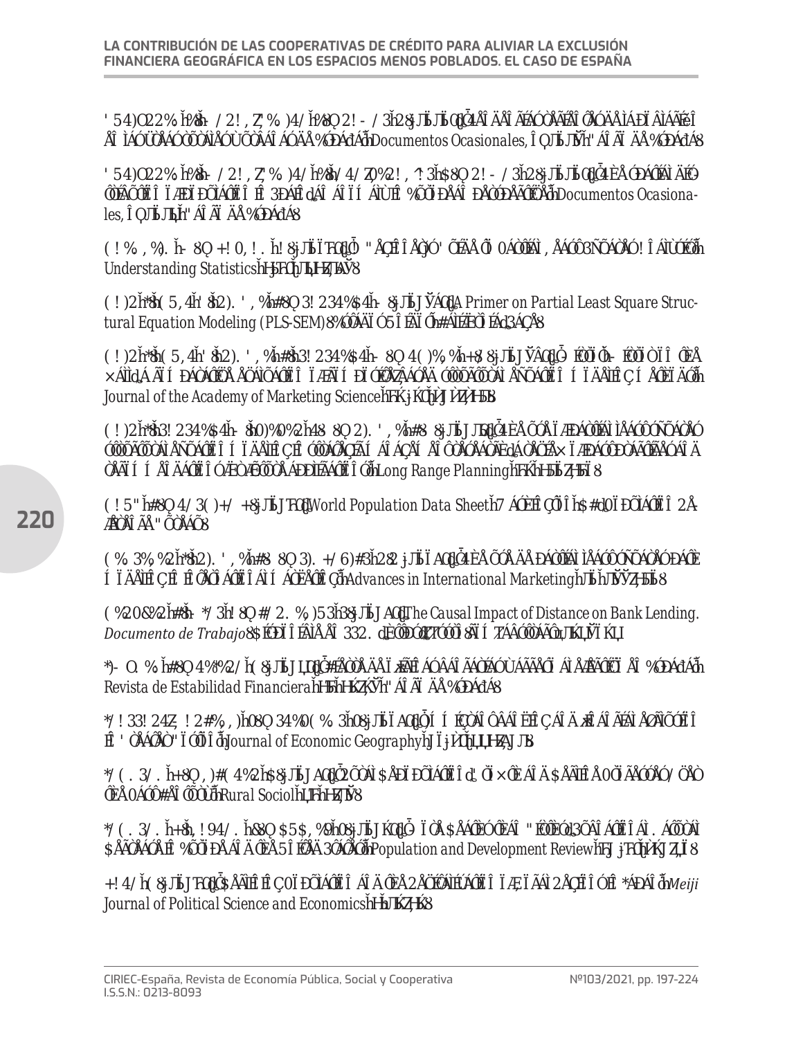GUTIÉRREZ, E.; MORAL-BENITO, E. & RAMOS, R. (2020): "Tendencias recientes de la población en las áreas rurales y urbanas de España", *Documentos Ocasionales*, nº 2027. Banco de España.

GUTIÉRREZ, E.; MORAL-BENITO, E.; OTO-PERALÍAS, D. & RAMOS, R. (2020): "The spatial distribution of population in Spain: an anomaly in European perspective", *Documentos Ocasionales*, nº 2028. Banco de España.

HAENLEIN, M. & KAPLAN, A. (2004): "A Beginner's Guide to Partial Least Squares Analysis", *Understanding Statistics*, 3(4), 283-297.

HAIR, J.; HULT, G.; RINGLE, C. & SARSTEDT, M. (2017): *A Primer on Partial Least Square Structural Equation Modeling (PLS-SEM)*. Thousand Oaks, California: Sage.

HAIR, J.; HULT, G.; RINGLE, C. & SARSTEDT, M. (2012): "An assessment of the use of partial least squares structural equation modeling in marketing research", *Journal of the Academy of Marketing Science*, 40(3), 414-433.

HAIR, J.; SARSTEDT, M.; PIEPER, T. & RINGLE, C. (2012): "The use of partial least squares structural equation modeling in strategic management research: a review of past practices and recommendations for future applications", *Long Range Planning*, 45(5-6), 320-340.

HAUB, C. & TOSHIKO, K. (2013): *World Population Data Sheet*. Washington, DC: Population Reference Bureau.

HENSELER, J.; RINGLE, C. & SINKOVICS, R. (2009): "The use of partial least squares path modeling in international marketing", *Advances in International Marketing*, 20, 277-319.

HERPFER, C.; MJØS, A. & SCHMIDT, C. (2018): "The Causal Impact of Distance on Bank Lending". *Documento de Trabajo*. SSRN.

JIMÉNEZ, C. & TEJERO, H. (2018): "Cierre de oficinas bancarias y acceso al efectivo en España", *Revista de Estabilidad Financiera*, 34, 31-50. Banco de España.

JOASSART-MARCELLI, P. & STEPHENS, P. (2010): "Immigrant banking and financial exclusion in Greater Boston", *Journal of Economic Geography*, 10(6), 883-912.

JOHNSON, K. & LICHTER, D. (2019): "Rural Depopulation: Growth and Decline Processes over the Past Century", *Rural Sociology*, 84(1), 3-27.

JOHNSON, K.; LAYTON, F. & DUDLEY, P. (2015): "More Deaths than Births: Subnational Natural Decrease in Europe and the United States", *Population and Development Review*, 41(4), 651-680.

KATO, H. (2014): "Declining population and the revitalization of local regions in Japan", *Meiji Journal of Political Science and Economics*, 3, 25-35.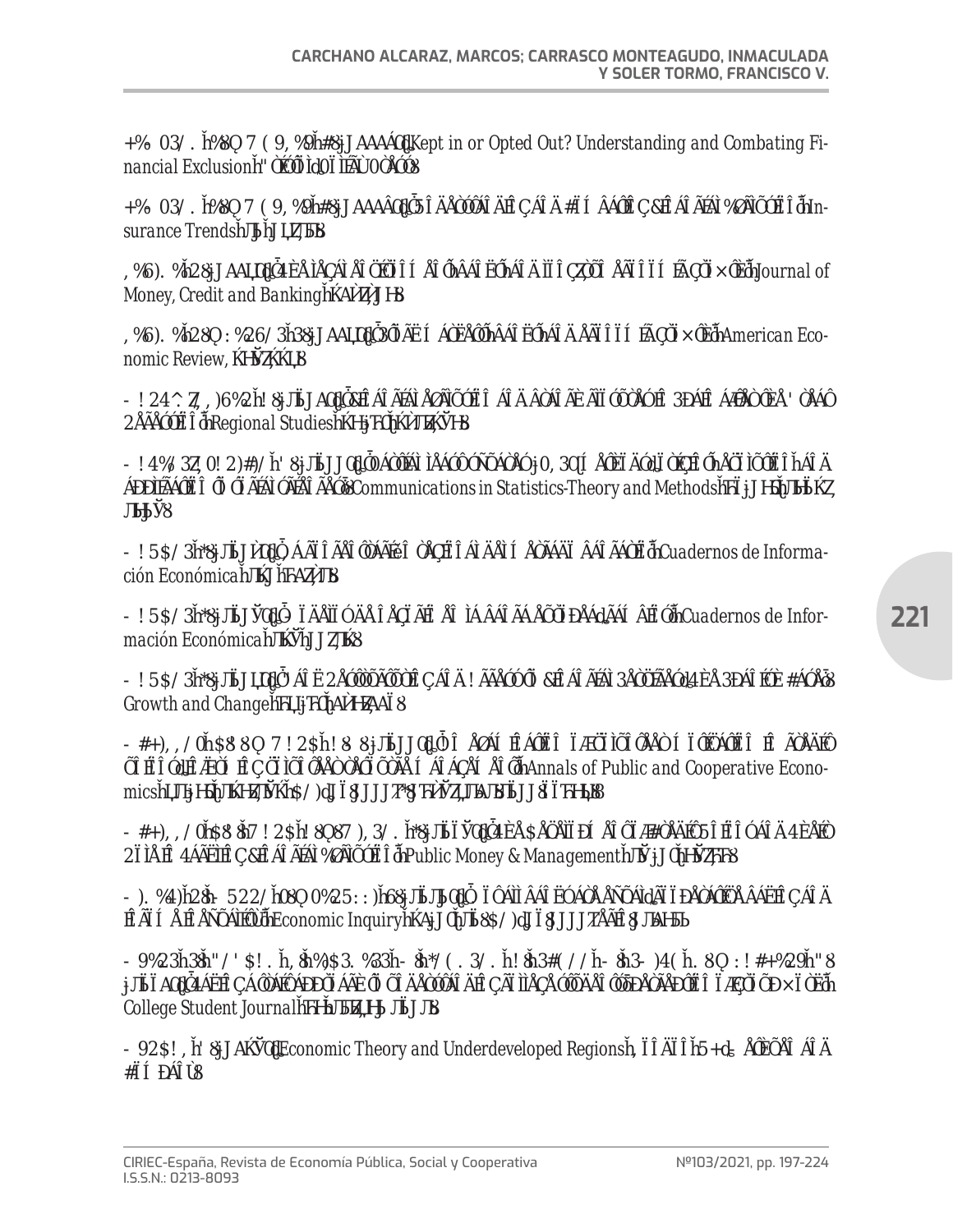KEMPSON, E. y WHYLEY, C. (1999a). *Kept in or Opted Out? Understanding and Combating Financial Exclusion*. Bristol: Policy Press.

KEMPSON, E. y WHYLEY, C. (1999b). "Understanding and combating financial exclusion". *Insurance Trends*.

LEVINE, R. (1998). "The legal environment, banks, and long-run economic growth". *Journal of Money, Credit and Banking*.

LEVINE, R. y ZERVOS, S. (1998). "Stock markets, banks, and economic growth". *American Economic Review*.

MARTÍN-OLIVER, A. (2019). "Financial exclusion and branch closures in Spain after the Great Recession". *Regional Studies*.

MATEOS-APARICIO, G. (2011). "Partial least squares (PLS) methods: origins, evolution, and application to social sciences". *Communications in Statistics-Theory and Methods*.

MAUDOS, J. (2017). *Cuadernos de Información Económica*.

MAUDOS, J. (2017). *Cuadernos de Información Económica*.

MAUDOS, J. (2019). "Bank Restructuring and Access to Financial Services: The Spanish Case". *Growth and Change*.

MCKILLOP, D. y WARD, A. M. (2005). "An examination of volunteer motivation in credit unions: informing volunteer recruitment". *Annals of Public and Cooperative Economics*.

MCKILLOP, D., WARD, A. M. y WILSON, J. O. S. (2007). "The Development of Credit Unions and Their Role in Tackling Financial Exclusion". *Public Money & Management*.

MINETTI, R., MURRO, P. y PERUZZI, V. (2021). "Not all banks are equal: cooperative banking and income inequality". *Economic Inquiry*.

MYERS, S., BOGDAN, L., EIDSNESS, M., JOHNSON, A., SCHOOL, M., SMITH, N. y ZACKERY, B. (2019). *College Student Journal*.

MYRDAL, G. (1957). *Economic Theory and Underdeveloped Regions*. London, UK: Duckworth and Company.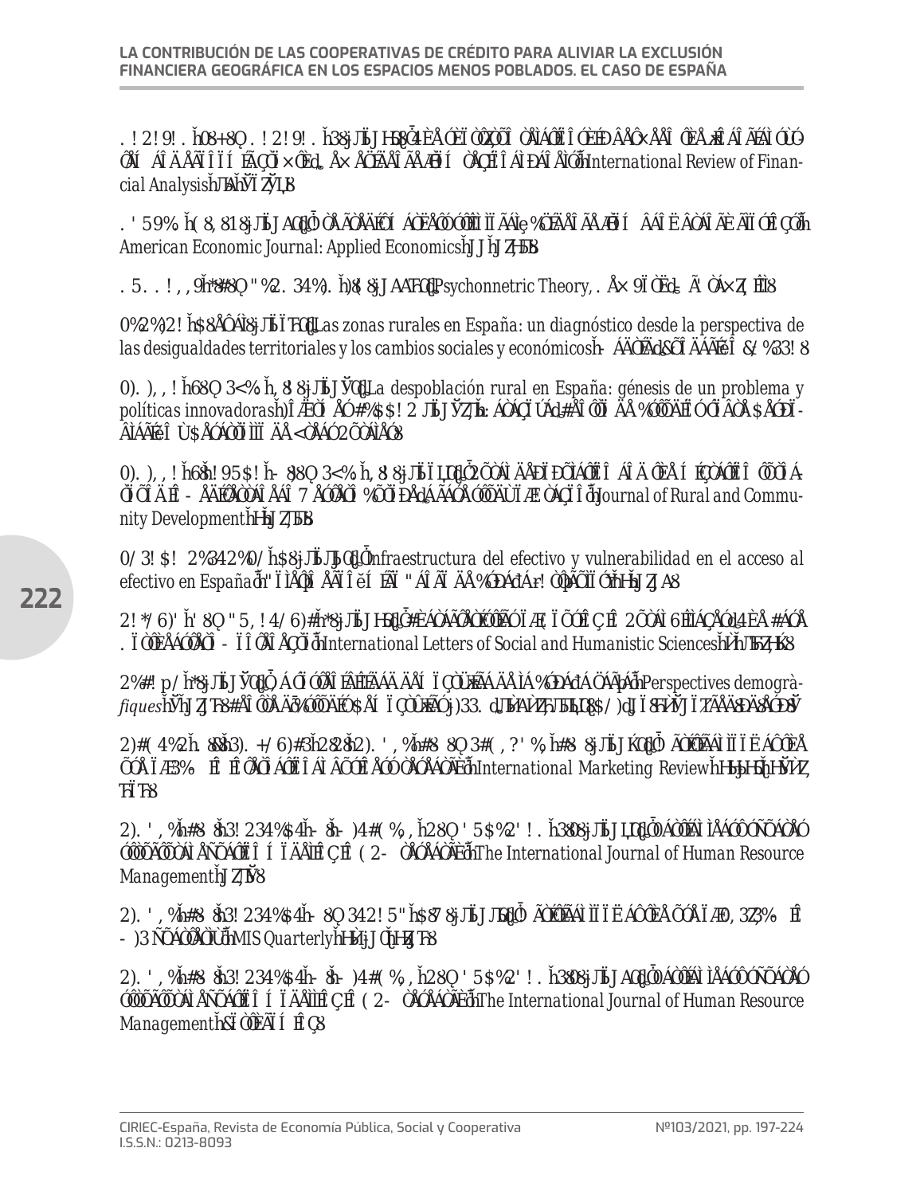NARAYAN, P.K. & NARAYAN, S. (2013). "The short-run relationship between the financial system and economic growth: New evidence from regional panels", *International Review of Financial Analysis*, 29, 70-78.

NGUYEN, H.L.Q. (2019). "Are credit markets still local? Evidence from bank branch closings", *American Economic Journal: Applied Economics*, 11(1), 1-32.

NUNNALLY, J.C. & BERNSTEIN, I.H. (1994). *Psychonnetric Theory*, New York: McGraw Hill.

PEREIRA, D. et al. (2019). *Las zonas rurales en España: un diagnóstico desde la perspectiva de las desigualdades territoriales y los cambios sociales y económicos*. Madrid: Fundación FOESSA.

PINILLA, V. & SÁEZ, L.A. (2017). *La despoblación rural en España: génesis de un problema y políticas innovadoras*, Informes CEDDAR, 2017-2. Zaragoza: Centro de Estudios sobre la Despoblación y Desarrollo de Áreas Rurales.

PINILLA, V., AYUDA, M.I. & SÁEZ, L.A. (2008). "Rural depopulation and the migration turnaround in Mediterranean Western Europe: a case study of Aragon", *Journal of Rural and Community Development*, 3, 1-22.

POSADA RESTREPO, D. (2019). "*Infraestructura del efectivo y vulnerabilidad en el acceso al efectivo en España*", Boletín Económico, Banco de España, Artículos, 3/2019.

RAJOVIĆ, G. & BULATOVIĆ, J. (2016). "Characteristics of Housing in Rural Villages of The Case North-Eastern Montenegro", *International Letters of Social and Humanistic Sciences*, 61, 1-9.

RECAÑO, J. (2017). "La sostenibilitat demogràfica de l'Espanya buida", *Perspectives demogràfiques*, 7, 1-4. Centre d'Estudis Demogràfics. DOI: https://doi.org/10.46710/ced.pd.esp.7

RICHTER, N.F., SINKOVICS, R.R., RINGLE, C.M. & SCHLÄGEL, C. (2016). "A critical look at the use of SEM in international business research", *International Marketing Review*, 33(3), 376-404.

RINGLE, C.M., SARSTEDT, M., MITCHELL, R. & GUDERGAN, S.P. (2020). "Partial least squares structural equation modeling in HRM research", *The International Journal of Human Resource Management*, 1-27.

RINGLE, C.M., SARSTEDT, M. & STRAUB, D.W. (2012). "A critical look at the use of PLS-SEM in MIS Quarterly", *MIS Quarterly*, 36(1), iii-xiv.

RINGLE, C.M., SARSTEDT, M., MITCHELL, R. & GUDERGAN, S.P. (2018). "Partial least squares structural equation modeling in HRM research", *The International Journal of Human Resource Management*, forthcoming.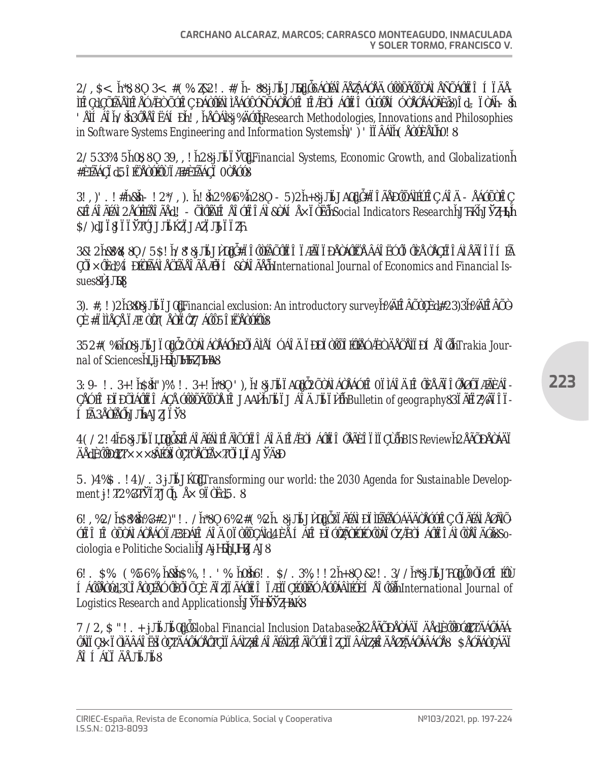ROLDÁN, J. L. y SÁNCHEZ-FRANCO, M. J. (2012): "Variance-based structural equation modeling: guidelines for using partial least squares in information systems research". En: Mora, M., Gelman, O., Steenkamp, A. L. y Raisinghani, M. (Eds.), *Research Methodologies, Innovations and Philosophies in Software Systems Engineering and Information Systems*, IGI Global, Hershey, PA.

ROUSSEAU, P. L. y WACHTEL, P. (2003): *Financial Systems, Economic Growth, and Globalization*. Chicago: University of Chicago Press.

SALIGNAC, F.; MARJOLIN, A.; REEVE, R. y MUIR, K. (2019): "Conceptualizing and Measuring Financial Resilience: A Multidimensional Framework", *Social Indicators Research*, 145, 17-38.

SINCLAIR, S. (2001): *Financial exclusion: An introductory survey*. Edinburgh: CRSIS, Edinburgh College of Art/Heriot Watt University.

SURCHEV, P. (2010): "Rural areas – problems and opportunities for development", *Trakia Journal of Sciences*, 8(3).

SZYMAŃSKA, D.; BIEGAŃSKA, J. y GIL, A. (2010): "Rural areas in Poland in the light of depopulation processes", *Bulletin of geography*, Socio-economic Series.

THORAT, U. (2007): "Financial inclusion – the Indian experience", *BIS Review*.

UNITED NATIONS (2015): *Transforming our world: the 2030 Agenda for Sustainable Development*. A/RES/70/1. New York: UN.

VALERO, D.; ... (2019): *Sociologia e Politiche Sociali*.

VAN DEN HEUVEL, ... (2014): *International Journal of Logistics Research and Applications*.

WORLD BANK (2017): *Global Financial Inclusion Database*.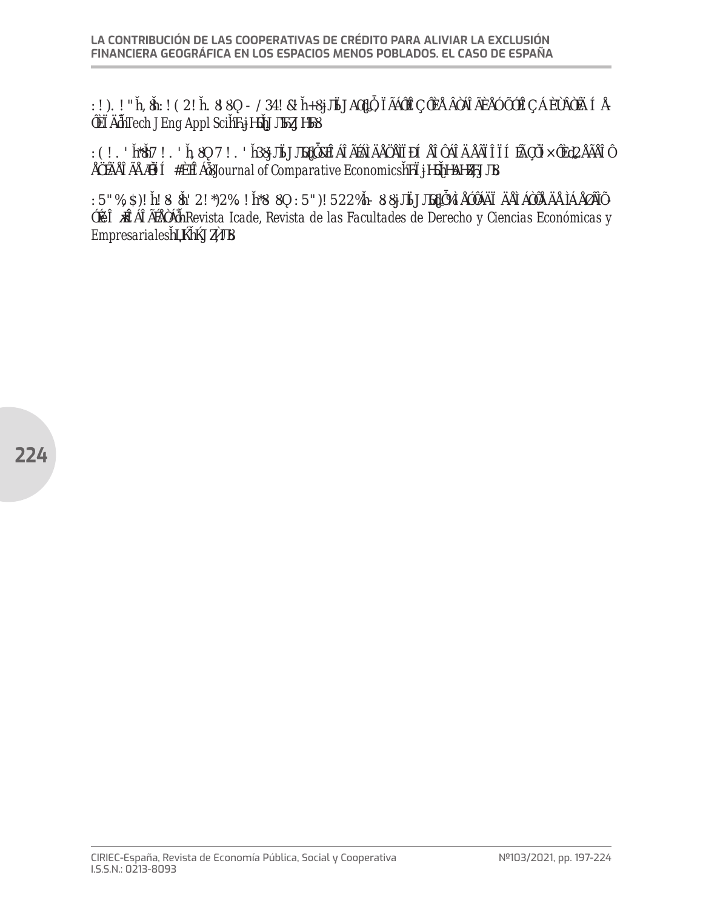*Tech J Eng Appl Sci*

*Journal of Comparative Economics*

*Revista Icade, Revista de las Facultades de Derecho y Ciencias Económicas y Empresariales*